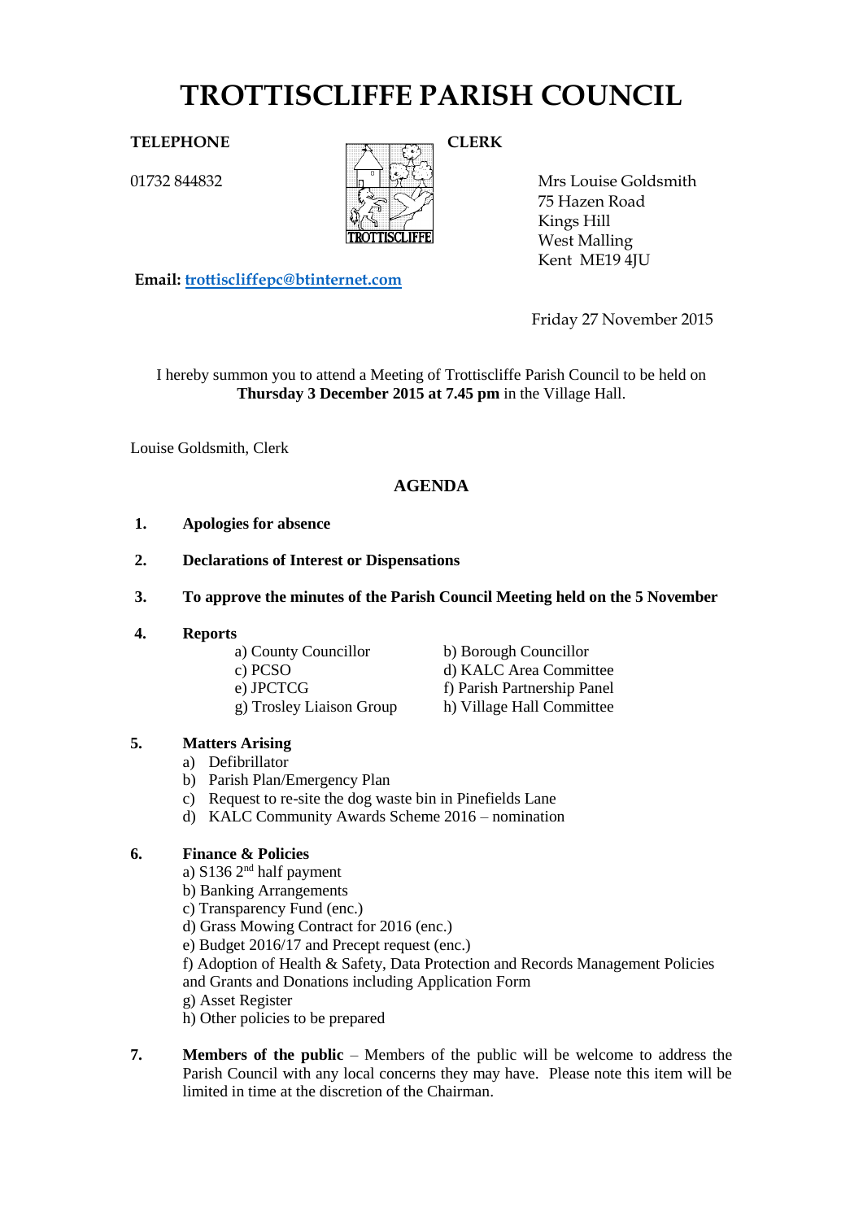# TROTTISCLIFFE PARISH COUNCIL

**TELEPHONE**

01732 844832

**CLERK**

Mrs Louise Goldsmith
75 Hazen Road
Kings Hill
West Malling
Kent ME19 4JU

**Email:** trottiscliffepc@btinternet.com

Friday 27 November 2015

I hereby summon you to attend a Meeting of Trottiscliffe Parish Council to be held on **Thursday 3 December 2015 at 7.45 pm** in the Village Hall.

Louise Goldsmith, Clerk

## AGENDA

1. **Apologies for absence**

2. **Declarations of Interest or Dispensations**

3. **To approve the minutes of the Parish Council Meeting held on the 5 November**

4. **Reports**
   - a) County Councillor
   - b) Borough Councillor
   - c) PCSO
   - d) KALC Area Committee
   - e) JPCTCG
   - f) Parish Partnership Panel
   - g) Trosley Liaison Group
   - h) Village Hall Committee

5. **Matters Arising**
   - a) Defibrillator
   - b) Parish Plan/Emergency Plan
   - c) Request to re-site the dog waste bin in Pinefields Lane
   - d) KALC Community Awards Scheme 2016 – nomination

6. **Finance & Policies**
   - a) S136 2nd half payment
   - b) Banking Arrangements
   - c) Transparency Fund (enc.)
   - d) Grass Mowing Contract for 2016 (enc.)
   - e) Budget 2016/17 and Precept request (enc.)
   - f) Adoption of Health & Safety, Data Protection and Records Management Policies and Grants and Donations including Application Form
   - g) Asset Register
   - h) Other policies to be prepared

7. **Members of the public** – Members of the public will be welcome to address the Parish Council with any local concerns they may have. Please note this item will be limited in time at the discretion of the Chairman.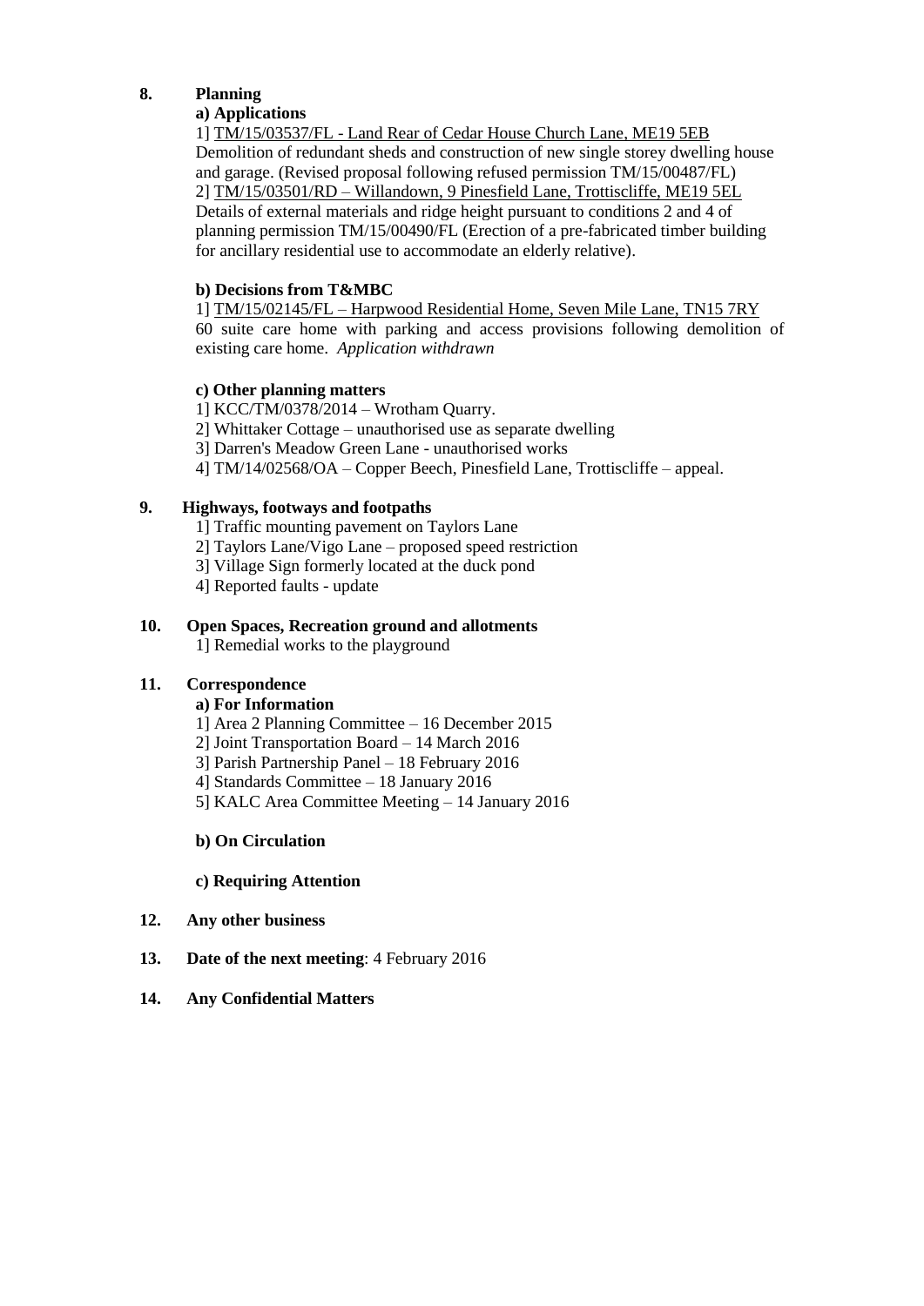**8. Planning**

**a) Applications**

1] TM/15/03537/FL - Land Rear of Cedar House Church Lane, ME19 5EB
Demolition of redundant sheds and construction of new single storey dwelling house and garage. (Revised proposal following refused permission TM/15/00487/FL)

2] TM/15/03501/RD – Willandown, 9 Pinesfield Lane, Trottiscliffe, ME19 5EL
Details of external materials and ridge height pursuant to conditions 2 and 4 of planning permission TM/15/00490/FL (Erection of a pre-fabricated timber building for ancillary residential use to accommodate an elderly relative).

**b) Decisions from T&MBC**

1] TM/15/02145/FL – Harpwood Residential Home, Seven Mile Lane, TN15 7RY
60 suite care home with parking and access provisions following demolition of existing care home. *Application withdrawn*

**c) Other planning matters**

1] KCC/TM/0378/2014 – Wrotham Quarry.
2] Whittaker Cottage – unauthorised use as separate dwelling
3] Darren's Meadow Green Lane - unauthorised works
4] TM/14/02568/OA – Copper Beech, Pinesfield Lane, Trottiscliffe – appeal.

**9. Highways, footways and footpaths**

1] Traffic mounting pavement on Taylors Lane
2] Taylors Lane/Vigo Lane – proposed speed restriction
3] Village Sign formerly located at the duck pond
4] Reported faults - update

**10. Open Spaces, Recreation ground and allotments**

1] Remedial works to the playground

**11. Correspondence**

**a) For Information**

1] Area 2 Planning Committee – 16 December 2015
2] Joint Transportation Board – 14 March 2016
3] Parish Partnership Panel – 18 February 2016
4] Standards Committee – 18 January 2016
5] KALC Area Committee Meeting – 14 January 2016

**b) On Circulation**

**c) Requiring Attention**

**12. Any other business**

**13. Date of the next meeting**: 4 February 2016

**14. Any Confidential Matters**